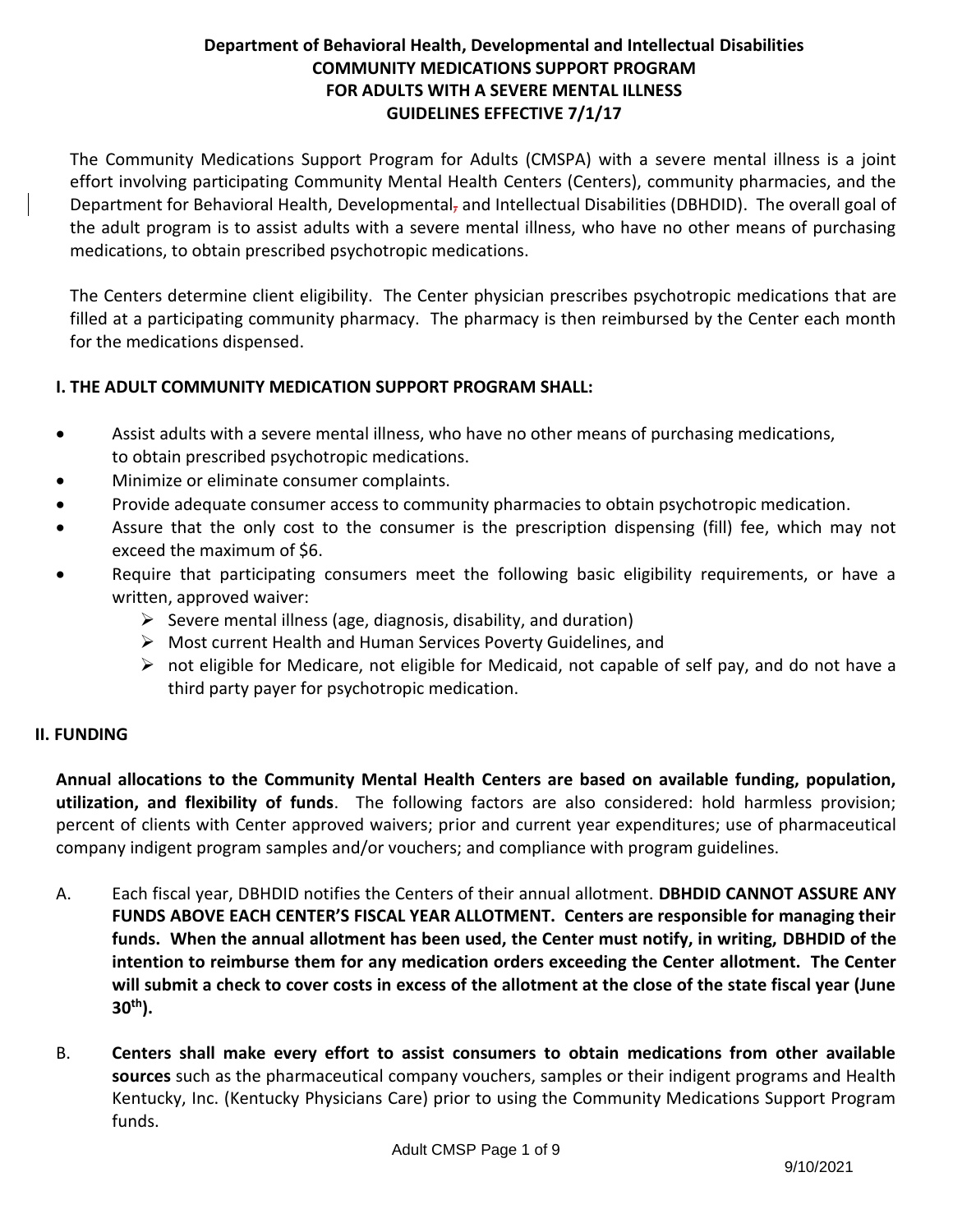# Department of Behavioral Health, Developmental and Intellectual Disabilities
# COMMUNITY MEDICATIONS SUPPORT PROGRAM
# FOR ADULTS WITH A SEVERE MENTAL ILLNESS
# GUIDELINES EFFECTIVE 7/1/17

The Community Medications Support Program for Adults (CMSPA) with a severe mental illness is a joint effort involving participating Community Mental Health Centers (Centers), community pharmacies, and the Department for Behavioral Health, Developmental, and Intellectual Disabilities (DBHDID). The overall goal of the adult program is to assist adults with a severe mental illness, who have no other means of purchasing medications, to obtain prescribed psychotropic medications.

The Centers determine client eligibility. The Center physician prescribes psychotropic medications that are filled at a participating community pharmacy. The pharmacy is then reimbursed by the Center each month for the medications dispensed.

## I. THE ADULT COMMUNITY MEDICATION SUPPORT PROGRAM SHALL:

- Assist adults with a severe mental illness, who have no other means of purchasing medications, to obtain prescribed psychotropic medications.
- Minimize or eliminate consumer complaints.
- Provide adequate consumer access to community pharmacies to obtain psychotropic medication.
- Assure that the only cost to the consumer is the prescription dispensing (fill) fee, which may not exceed the maximum of $6.
- Require that participating consumers meet the following basic eligibility requirements, or have a written, approved waiver:
  - Severe mental illness (age, diagnosis, disability, and duration)
  - Most current Health and Human Services Poverty Guidelines, and
  - not eligible for Medicare, not eligible for Medicaid, not capable of self pay, and do not have a third party payer for psychotropic medication.

## II. FUNDING

**Annual allocations to the Community Mental Health Centers are based on available funding, population, utilization, and flexibility of funds**. The following factors are also considered: hold harmless provision; percent of clients with Center approved waivers; prior and current year expenditures; use of pharmaceutical company indigent program samples and/or vouchers; and compliance with program guidelines.

A. Each fiscal year, DBHDID notifies the Centers of their annual allotment. **DBHDID CANNOT ASSURE ANY FUNDS ABOVE EACH CENTER'S FISCAL YEAR ALLOTMENT. Centers are responsible for managing their funds. When the annual allotment has been used, the Center must notify, in writing, DBHDID of the intention to reimburse them for any medication orders exceeding the Center allotment. The Center will submit a check to cover costs in excess of the allotment at the close of the state fiscal year (June 30th).**

B. **Centers shall make every effort to assist consumers to obtain medications from other available sources** such as the pharmaceutical company vouchers, samples or their indigent programs and Health Kentucky, Inc. (Kentucky Physicians Care) prior to using the Community Medications Support Program funds.

9/10/2021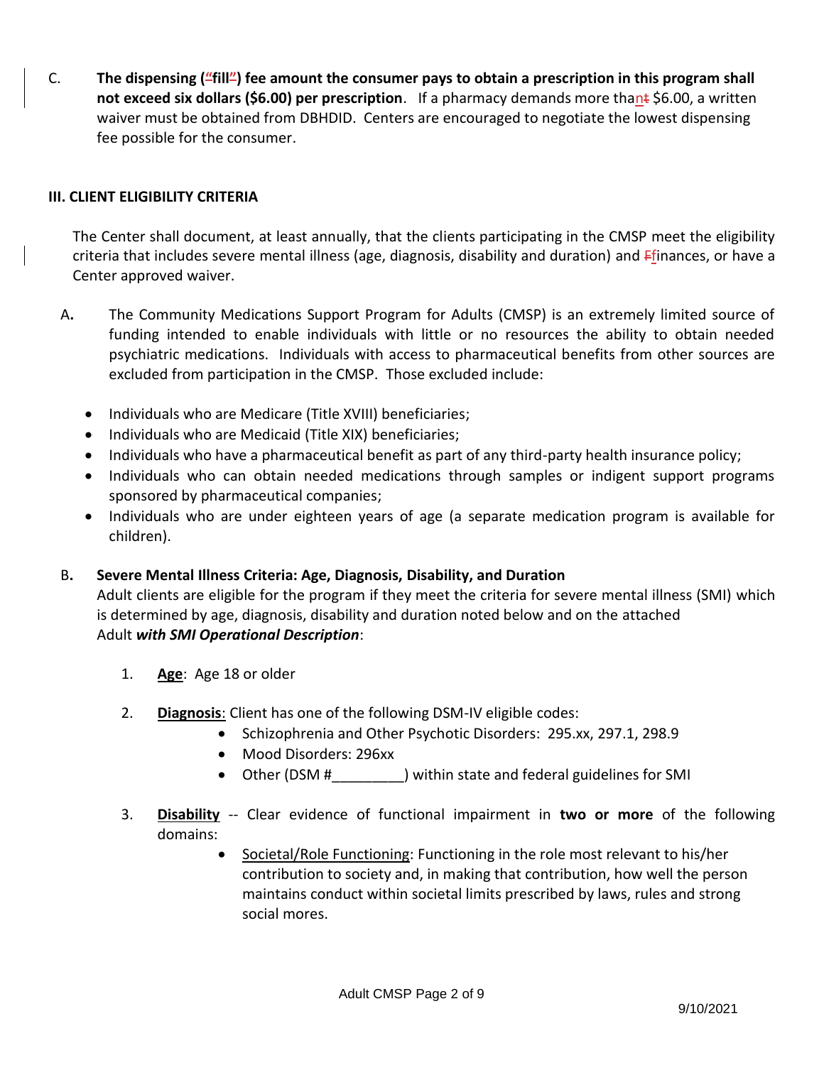C. **The dispensing ("fill") fee amount the consumer pays to obtain a prescription in this program shall not exceed six dollars ($6.00) per prescription**. If a pharmacy demands more than $6.00, a written waiver must be obtained from DBHDID. Centers are encouraged to negotiate the lowest dispensing fee possible for the consumer.

## III. CLIENT ELIGIBILITY CRITERIA

The Center shall document, at least annually, that the clients participating in the CMSP meet the eligibility criteria that includes severe mental illness (age, diagnosis, disability and duration) and finances, or have a Center approved waiver.

A. The Community Medications Support Program for Adults (CMSP) is an extremely limited source of funding intended to enable individuals with little or no resources the ability to obtain needed psychiatric medications. Individuals with access to pharmaceutical benefits from other sources are excluded from participation in the CMSP. Those excluded include:

- Individuals who are Medicare (Title XVIII) beneficiaries;
- Individuals who are Medicaid (Title XIX) beneficiaries;
- Individuals who have a pharmaceutical benefit as part of any third-party health insurance policy;
- Individuals who can obtain needed medications through samples or indigent support programs sponsored by pharmaceutical companies;
- Individuals who are under eighteen years of age (a separate medication program is available for children).

B. **Severe Mental Illness Criteria: Age, Diagnosis, Disability, and Duration**

Adult clients are eligible for the program if they meet the criteria for severe mental illness (SMI) which is determined by age, diagnosis, disability and duration noted below and on the attached Adult ***with SMI Operational Description***:

1. **Age**: Age 18 or older
2. **Diagnosis**: Client has one of the following DSM-IV eligible codes:
   - Schizophrenia and Other Psychotic Disorders: 295.xx, 297.1, 298.9
   - Mood Disorders: 296xx
   - Other (DSM #_________) within state and federal guidelines for SMI
3. **Disability** -- Clear evidence of functional impairment in **two or more** of the following domains:
   - Societal/Role Functioning: Functioning in the role most relevant to his/her contribution to society and, in making that contribution, how well the person maintains conduct within societal limits prescribed by laws, rules and strong social mores.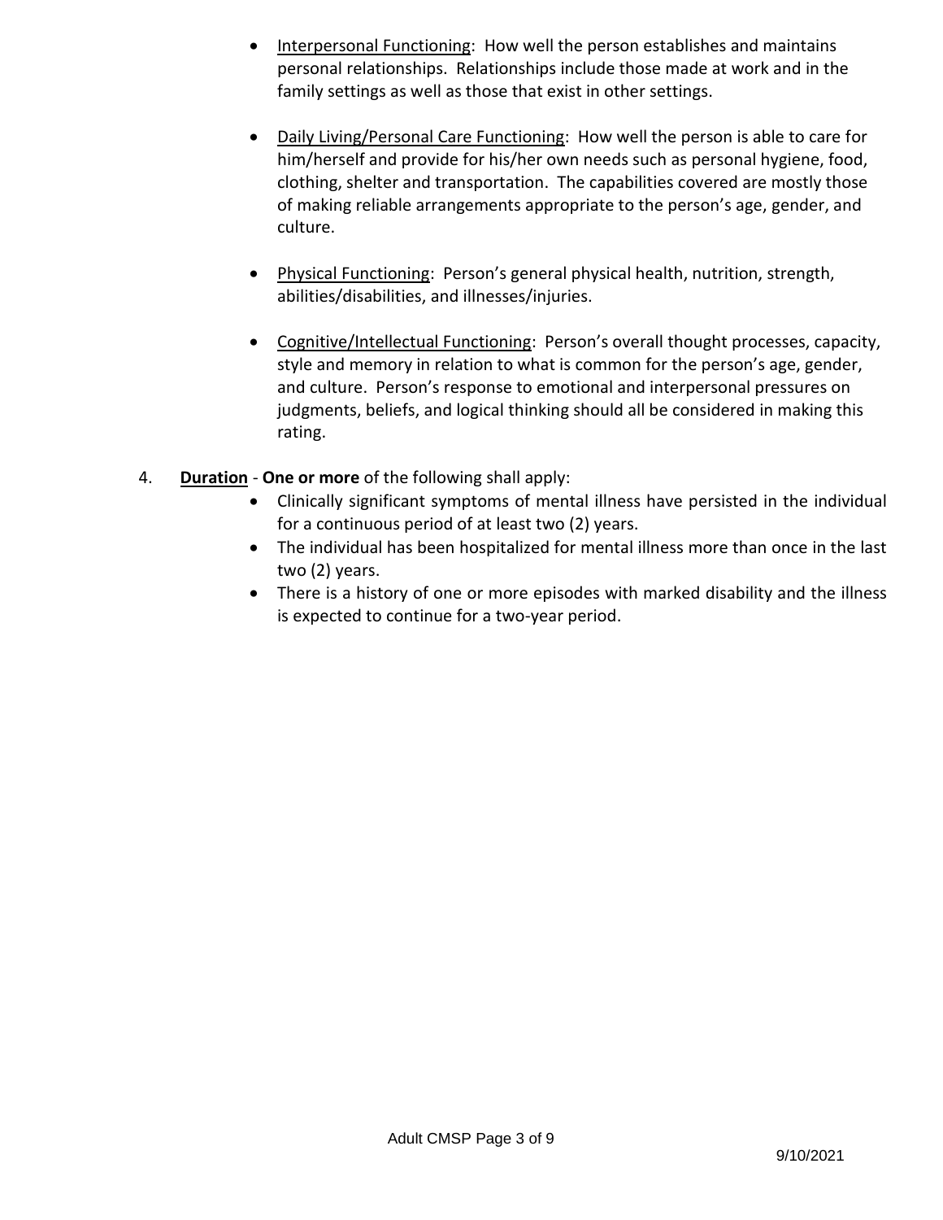- Interpersonal Functioning: How well the person establishes and maintains personal relationships. Relationships include those made at work and in the family settings as well as those that exist in other settings.

- Daily Living/Personal Care Functioning: How well the person is able to care for him/herself and provide for his/her own needs such as personal hygiene, food, clothing, shelter and transportation. The capabilities covered are mostly those of making reliable arrangements appropriate to the person's age, gender, and culture.

- Physical Functioning: Person's general physical health, nutrition, strength, abilities/disabilities, and illnesses/injuries.

- Cognitive/Intellectual Functioning: Person's overall thought processes, capacity, style and memory in relation to what is common for the person's age, gender, and culture. Person's response to emotional and interpersonal pressures on judgments, beliefs, and logical thinking should all be considered in making this rating.

4. **Duration** - **One or more** of the following shall apply:
   - Clinically significant symptoms of mental illness have persisted in the individual for a continuous period of at least two (2) years.
   - The individual has been hospitalized for mental illness more than once in the last two (2) years.
   - There is a history of one or more episodes with marked disability and the illness is expected to continue for a two-year period.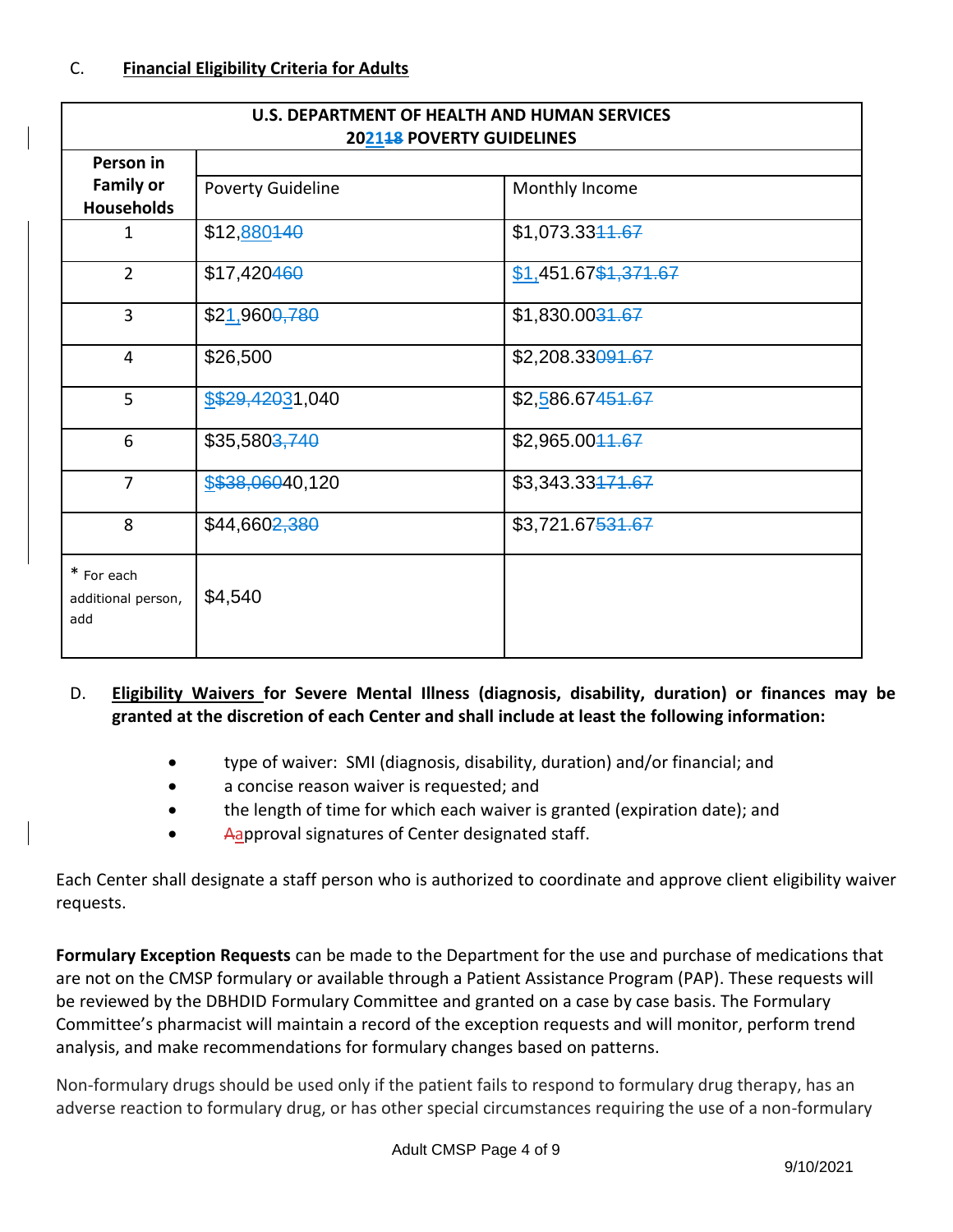C. **Financial Eligibility Criteria for Adults**

| **U.S. DEPARTMENT OF HEALTH AND HUMAN SERVICES 202118 POVERTY GUIDELINES** | | |
|---|---|---|
| **Person in Family or Households** | Poverty Guideline | Monthly Income |
| 1 | $12,880140 | $1,073.3311.67 |
| 2 | $17,420460 | $1,451.67$1,371.67 |
| 3 | $21,9600,780 | $1,830.0031.67 |
| 4 | $26,500 | $2,208.33091.67 |
| 5 | $$29,42031,040 | $2,586.67451.67 |
| 6 | $35,5803,740 | $2,965.0011.67 |
| 7 | $$38,06040,120 | $3,343.33171.67 |
| 8 | $44,6602,380 | $3,721.67531.67 |
| * For each additional person, add | $4,540 | |

D. **Eligibility Waivers for Severe Mental Illness (diagnosis, disability, duration) or finances may be granted at the discretion of each Center and shall include at least the following information:**

- type of waiver: SMI (diagnosis, disability, duration) and/or financial; and
- a concise reason waiver is requested; and
- the length of time for which each waiver is granted (expiration date); and
- Aapproval signatures of Center designated staff.

Each Center shall designate a staff person who is authorized to coordinate and approve client eligibility waiver requests.

**Formulary Exception Requests** can be made to the Department for the use and purchase of medications that are not on the CMSP formulary or available through a Patient Assistance Program (PAP). These requests will be reviewed by the DBHDID Formulary Committee and granted on a case by case basis. The Formulary Committee's pharmacist will maintain a record of the exception requests and will monitor, perform trend analysis, and make recommendations for formulary changes based on patterns.

Non-formulary drugs should be used only if the patient fails to respond to formulary drug therapy, has an adverse reaction to formulary drug, or has other special circumstances requiring the use of a non-formulary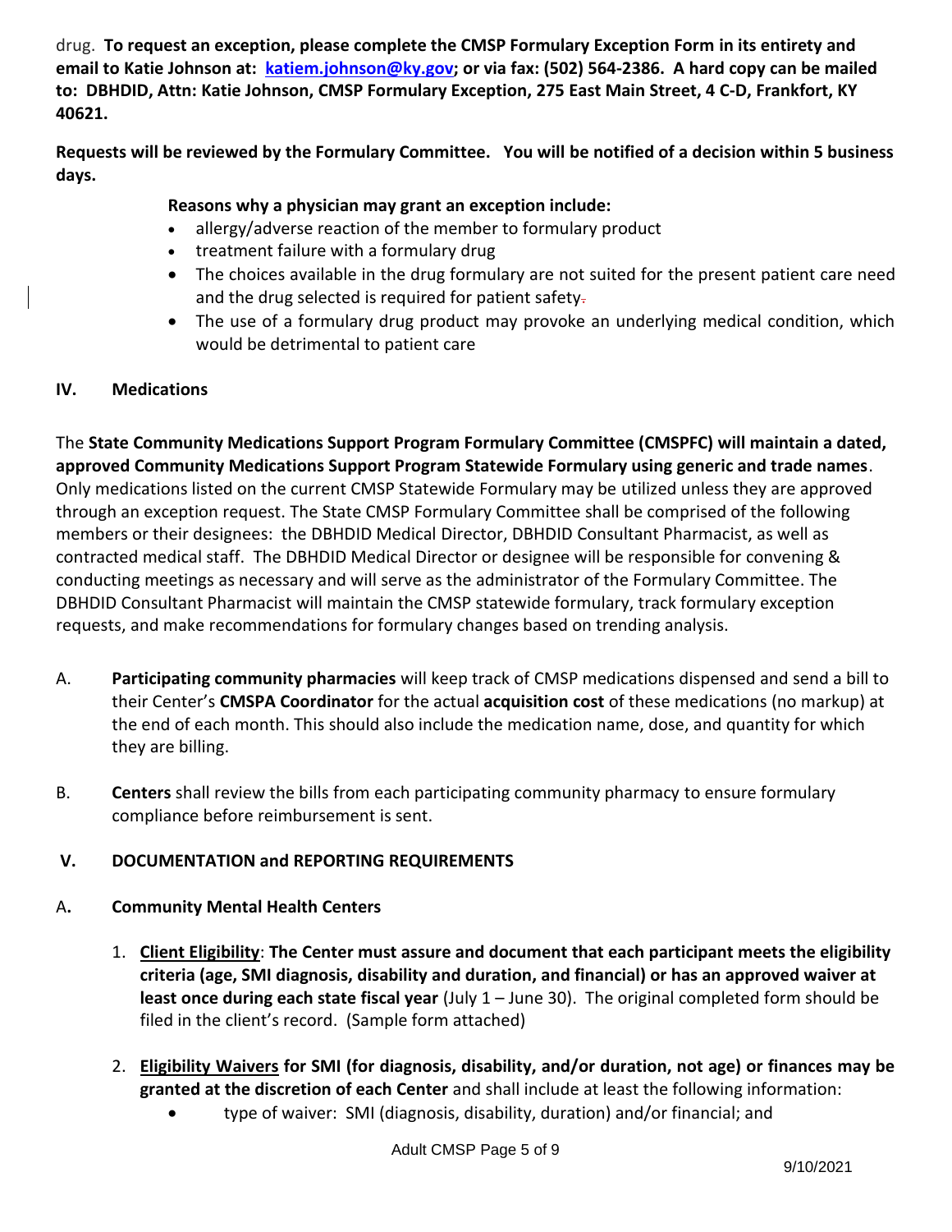drug. **To request an exception, please complete the CMSP Formulary Exception Form in its entirety and email to Katie Johnson at: katiem.johnson@ky.gov; or via fax: (502) 564-2386. A hard copy can be mailed to: DBHDID, Attn: Katie Johnson, CMSP Formulary Exception, 275 East Main Street, 4 C-D, Frankfort, KY 40621.**

**Requests will be reviewed by the Formulary Committee. You will be notified of a decision within 5 business days.**

**Reasons why a physician may grant an exception include:**

- allergy/adverse reaction of the member to formulary product
- treatment failure with a formulary drug
- The choices available in the drug formulary are not suited for the present patient care need and the drug selected is required for patient safety.
- The use of a formulary drug product may provoke an underlying medical condition, which would be detrimental to patient care

## IV. Medications

The **State Community Medications Support Program Formulary Committee (CMSPFC) will maintain a dated, approved Community Medications Support Program Statewide Formulary using generic and trade names**. Only medications listed on the current CMSP Statewide Formulary may be utilized unless they are approved through an exception request. The State CMSP Formulary Committee shall be comprised of the following members or their designees: the DBHDID Medical Director, DBHDID Consultant Pharmacist, as well as contracted medical staff. The DBHDID Medical Director or designee will be responsible for convening & conducting meetings as necessary and will serve as the administrator of the Formulary Committee. The DBHDID Consultant Pharmacist will maintain the CMSP statewide formulary, track formulary exception requests, and make recommendations for formulary changes based on trending analysis.

A. **Participating community pharmacies** will keep track of CMSP medications dispensed and send a bill to their Center's **CMSPA Coordinator** for the actual **acquisition cost** of these medications (no markup) at the end of each month. This should also include the medication name, dose, and quantity for which they are billing.

B. **Centers** shall review the bills from each participating community pharmacy to ensure formulary compliance before reimbursement is sent.

## V. DOCUMENTATION and REPORTING REQUIREMENTS

### A. Community Mental Health Centers

1. **Client Eligibility**: **The Center must assure and document that each participant meets the eligibility criteria (age, SMI diagnosis, disability and duration, and financial) or has an approved waiver at least once during each state fiscal year** (July 1 – June 30). The original completed form should be filed in the client's record. (Sample form attached)

2. **Eligibility Waivers for SMI (for diagnosis, disability, and/or duration, not age) or finances may be granted at the discretion of each Center** and shall include at least the following information:
   - type of waiver: SMI (diagnosis, disability, duration) and/or financial; and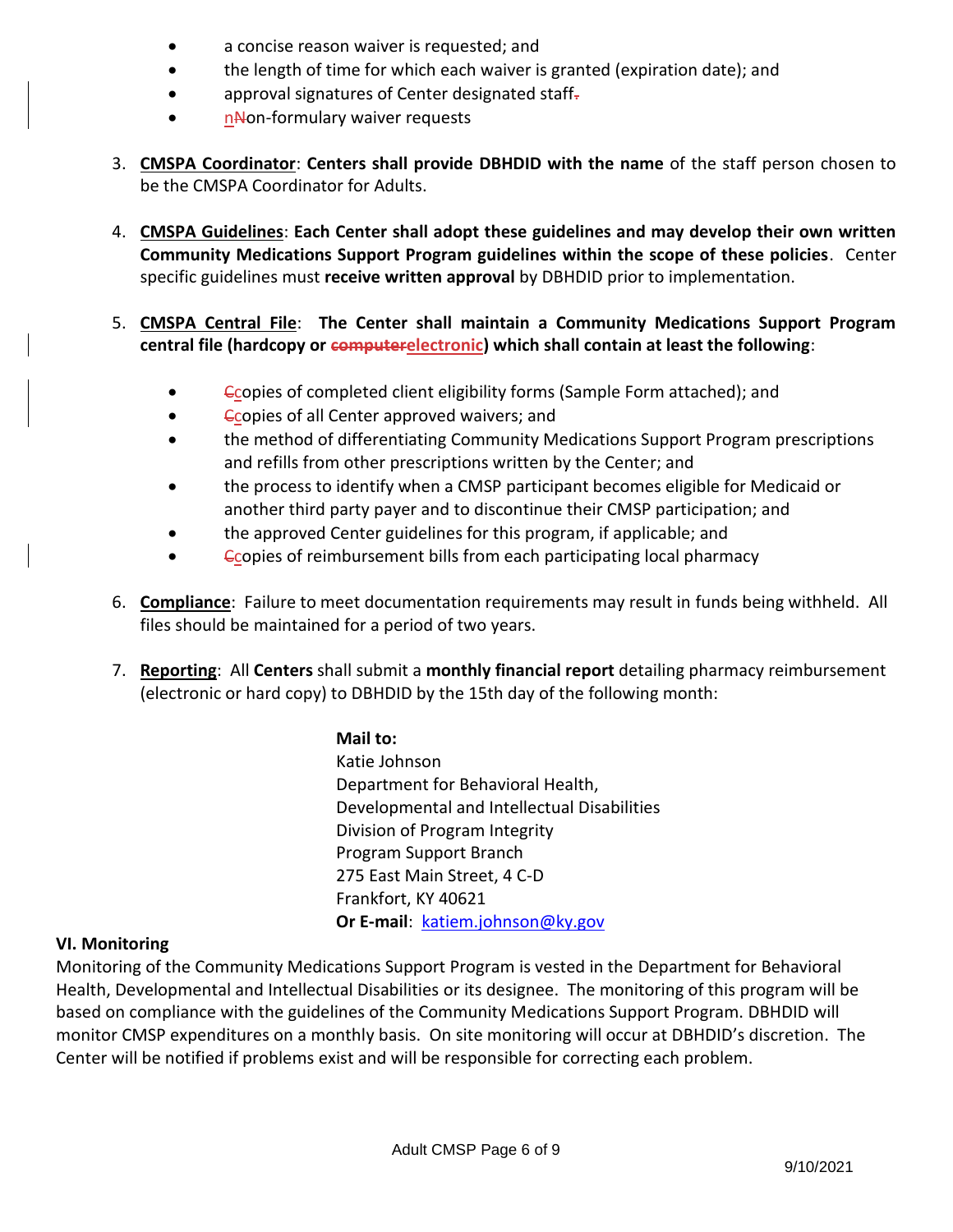- a concise reason waiver is requested; and
- the length of time for which each waiver is granted (expiration date); and
- approval signatures of Center designated staff~~.~~
- n~~N~~on-formulary waiver requests

3. **CMSPA Coordinator**: **Centers shall provide DBHDID with the name** of the staff person chosen to be the CMSPA Coordinator for Adults.

4. **CMSPA Guidelines**: **Each Center shall adopt these guidelines and may develop their own written Community Medications Support Program guidelines within the scope of these policies**. Center specific guidelines must **receive written approval** by DBHDID prior to implementation.

5. **CMSPA Central File**: **The Center shall maintain a Community Medications Support Program central file (hardcopy or ~~computer~~electronic) which shall contain at least the following**:

   - ~~C~~copies of completed client eligibility forms (Sample Form attached); and
   - ~~C~~copies of all Center approved waivers; and
   - the method of differentiating Community Medications Support Program prescriptions and refills from other prescriptions written by the Center; and
   - the process to identify when a CMSP participant becomes eligible for Medicaid or another third party payer and to discontinue their CMSP participation; and
   - the approved Center guidelines for this program, if applicable; and
   - ~~C~~copies of reimbursement bills from each participating local pharmacy

6. **Compliance**: Failure to meet documentation requirements may result in funds being withheld. All files should be maintained for a period of two years.

7. **Reporting**: All **Centers** shall submit a **monthly financial report** detailing pharmacy reimbursement (electronic or hard copy) to DBHDID by the 15th day of the following month:

   **Mail to:**
   Katie Johnson
   Department for Behavioral Health,
   Developmental and Intellectual Disabilities
   Division of Program Integrity
   Program Support Branch
   275 East Main Street, 4 C-D
   Frankfort, KY 40621
   **Or E-mail**: katiem.johnson@ky.gov

## VI. Monitoring

Monitoring of the Community Medications Support Program is vested in the Department for Behavioral Health, Developmental and Intellectual Disabilities or its designee. The monitoring of this program will be based on compliance with the guidelines of the Community Medications Support Program. DBHDID will monitor CMSP expenditures on a monthly basis. On site monitoring will occur at DBHDID's discretion. The Center will be notified if problems exist and will be responsible for correcting each problem.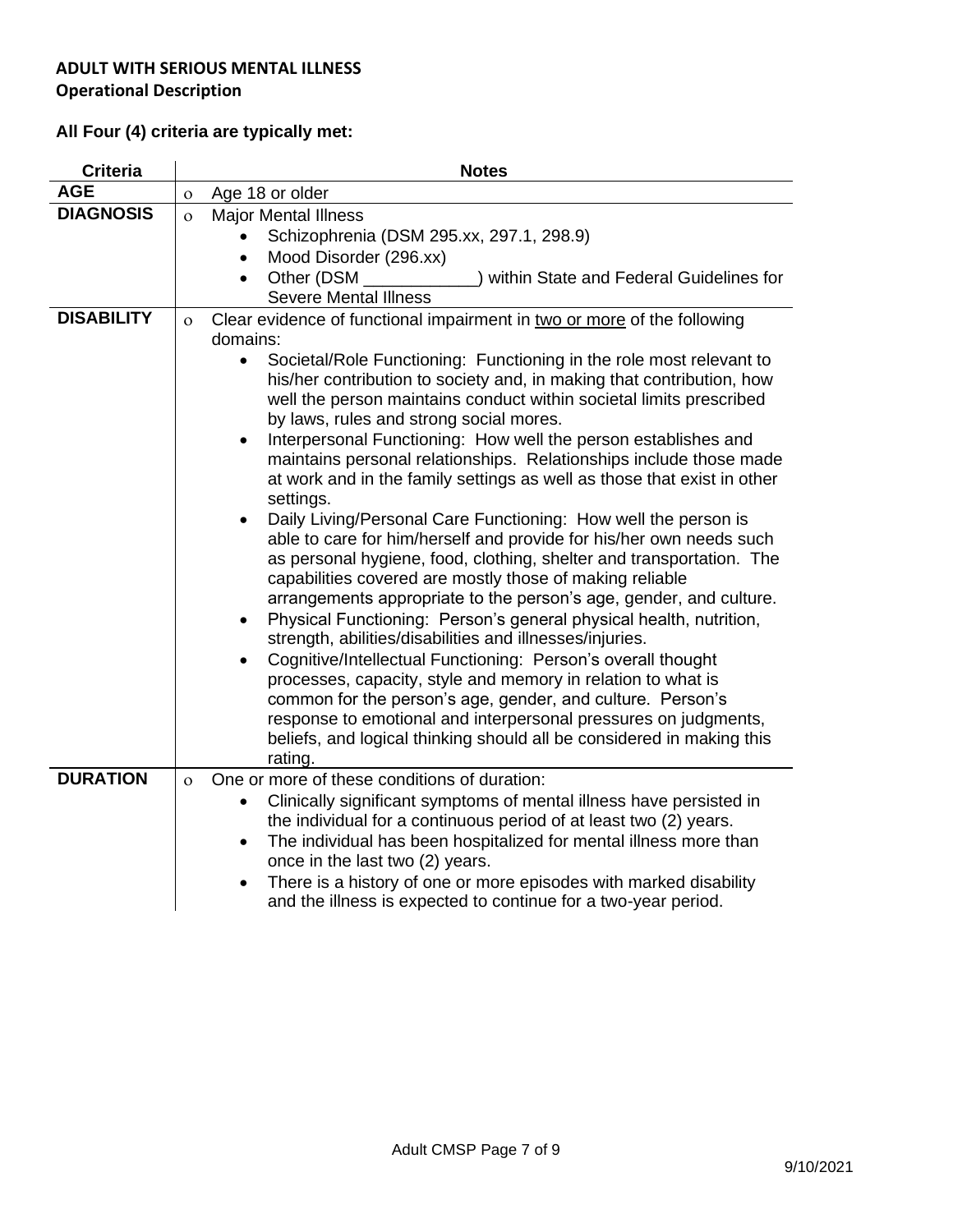## ADULT WITH SERIOUS MENTAL ILLNESS
### Operational Description

**All Four (4) criteria are typically met:**

| Criteria | Notes |
|---|---|
| **AGE** | ο Age 18 or older |
| **DIAGNOSIS** | ο Major Mental Illness<br>• Schizophrenia (DSM 295.xx, 297.1, 298.9)<br>• Mood Disorder (296.xx)<br>• Other (DSM ____________) within State and Federal Guidelines for Severe Mental Illness |
| **DISABILITY** | ο Clear evidence of functional impairment in <u>two or more</u> of the following domains:<br>• Societal/Role Functioning: Functioning in the role most relevant to his/her contribution to society and, in making that contribution, how well the person maintains conduct within societal limits prescribed by laws, rules and strong social mores.<br>• Interpersonal Functioning: How well the person establishes and maintains personal relationships. Relationships include those made at work and in the family settings as well as those that exist in other settings.<br>• Daily Living/Personal Care Functioning: How well the person is able to care for him/herself and provide for his/her own needs such as personal hygiene, food, clothing, shelter and transportation. The capabilities covered are mostly those of making reliable arrangements appropriate to the person's age, gender, and culture.<br>• Physical Functioning: Person's general physical health, nutrition, strength, abilities/disabilities and illnesses/injuries.<br>• Cognitive/Intellectual Functioning: Person's overall thought processes, capacity, style and memory in relation to what is common for the person's age, gender, and culture. Person's response to emotional and interpersonal pressures on judgments, beliefs, and logical thinking should all be considered in making this rating. |
| **DURATION** | ο One or more of these conditions of duration:<br>• Clinically significant symptoms of mental illness have persisted in the individual for a continuous period of at least two (2) years.<br>• The individual has been hospitalized for mental illness more than once in the last two (2) years.<br>• There is a history of one or more episodes with marked disability and the illness is expected to continue for a two-year period. |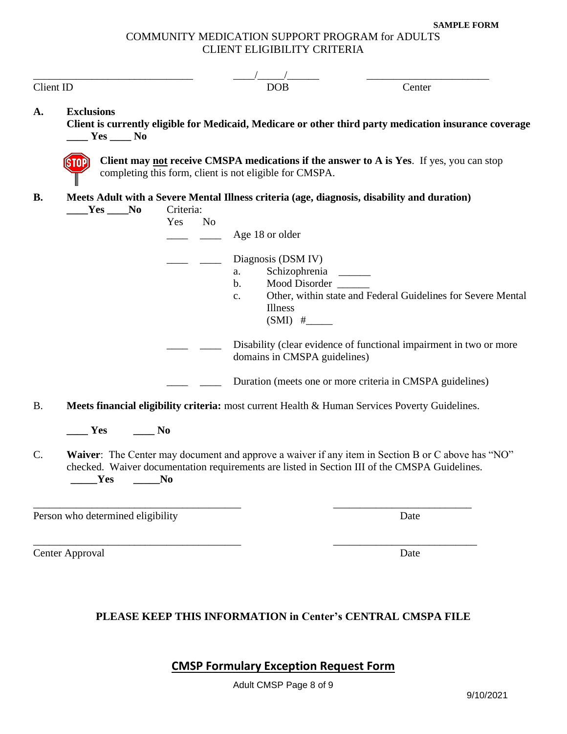SAMPLE FORM

COMMUNITY MEDICATION SUPPORT PROGRAM for ADULTS
CLIENT ELIGIBILITY CRITERIA

______________________________ ____/_____/______ ________________________
Client ID DOB Center

**A. Exclusions**
**Client is currently eligible for Medicaid, Medicare or other third party medication insurance coverage**
**____ Yes ____ No**

STOP **Client may not receive CMSPA medications if the answer to A is Yes**. If yes, you can stop completing this form, client is not eligible for CMSPA.

**B. Meets Adult with a Severe Mental Illness criteria (age, diagnosis, disability and duration)**
**____Yes ____No**

Criteria:

| Yes | No | |
|---|---|---|
| ____ | ____ | Age 18 or older |
| ____ | ____ | Diagnosis (DSM IV)<br>a. Schizophrenia ______<br>b. Mood Disorder ______<br>c. Other, within state and Federal Guidelines for Severe Mental Illness (SMI) #_____ |
| ____ | ____ | Disability (clear evidence of functional impairment in two or more domains in CMSPA guidelines) |
| ____ | ____ | Duration (meets one or more criteria in CMSPA guidelines) |

B. **Meets financial eligibility criteria:** most current Health & Human Services Poverty Guidelines.

**____ Yes ____ No**

C. **Waiver**: The Center may document and approve a waiver if any item in Section B or C above has "NO" checked. Waiver documentation requirements are listed in Section III of the CMSPA Guidelines.
**_____Yes _____No**

_______________________________________ __________________________
Person who determined eligibility Date

_______________________________________ __________________________
Center Approval Date

**PLEASE KEEP THIS INFORMATION in Center's CENTRAL CMSPA FILE**

## CMSP Formulary Exception Request Form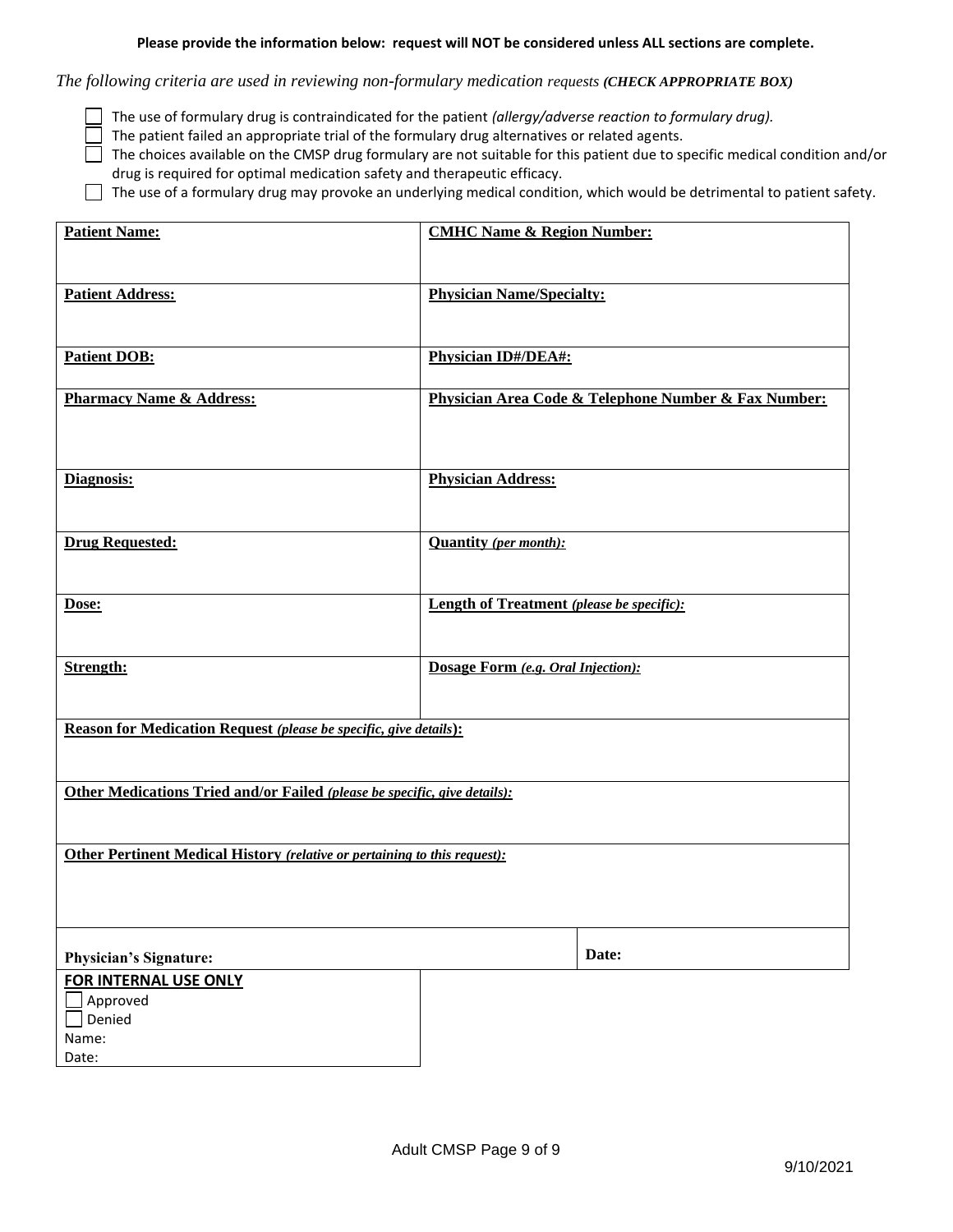**Please provide the information below: request will NOT be considered unless ALL sections are complete.**

*The following criteria are used in reviewing non-formulary medication requests* ***(CHECK APPROPRIATE BOX)***

- ☐ The use of formulary drug is contraindicated for the patient *(allergy/adverse reaction to formulary drug).*
- ☐ The patient failed an appropriate trial of the formulary drug alternatives or related agents.
- ☐ The choices available on the CMSP drug formulary are not suitable for this patient due to specific medical condition and/or drug is required for optimal medication safety and therapeutic efficacy.
- ☐ The use of a formulary drug may provoke an underlying medical condition, which would be detrimental to patient safety.

| | |
|---|---|
| **Patient Name:** | **CMHC Name & Region Number:** |
| **Patient Address:** | **Physician Name/Specialty:** |
| **Patient DOB:** | **Physician ID#/DEA#:** |
| **Pharmacy Name & Address:** | **Physician Area Code & Telephone Number & Fax Number:** |
| **Diagnosis:** | **Physician Address:** |
| **Drug Requested:** | **Quantity** *(per month):* |
| **Dose:** | **Length of Treatment** *(please be specific):* |
| **Strength:** | **Dosage Form** *(e.g. Oral Injection):* |
| **Reason for Medication Request** *(please be specific, give details)***:** | |
| **Other Medications Tried and/or Failed** *(please be specific, give details):* | |
| **Other Pertinent Medical History** *(relative or pertaining to this request):* | |
| **Physician's Signature:** | **Date:** |

**FOR INTERNAL USE ONLY**

- ☐ Approved
- ☐ Denied

Name:

Date:

9/10/2021